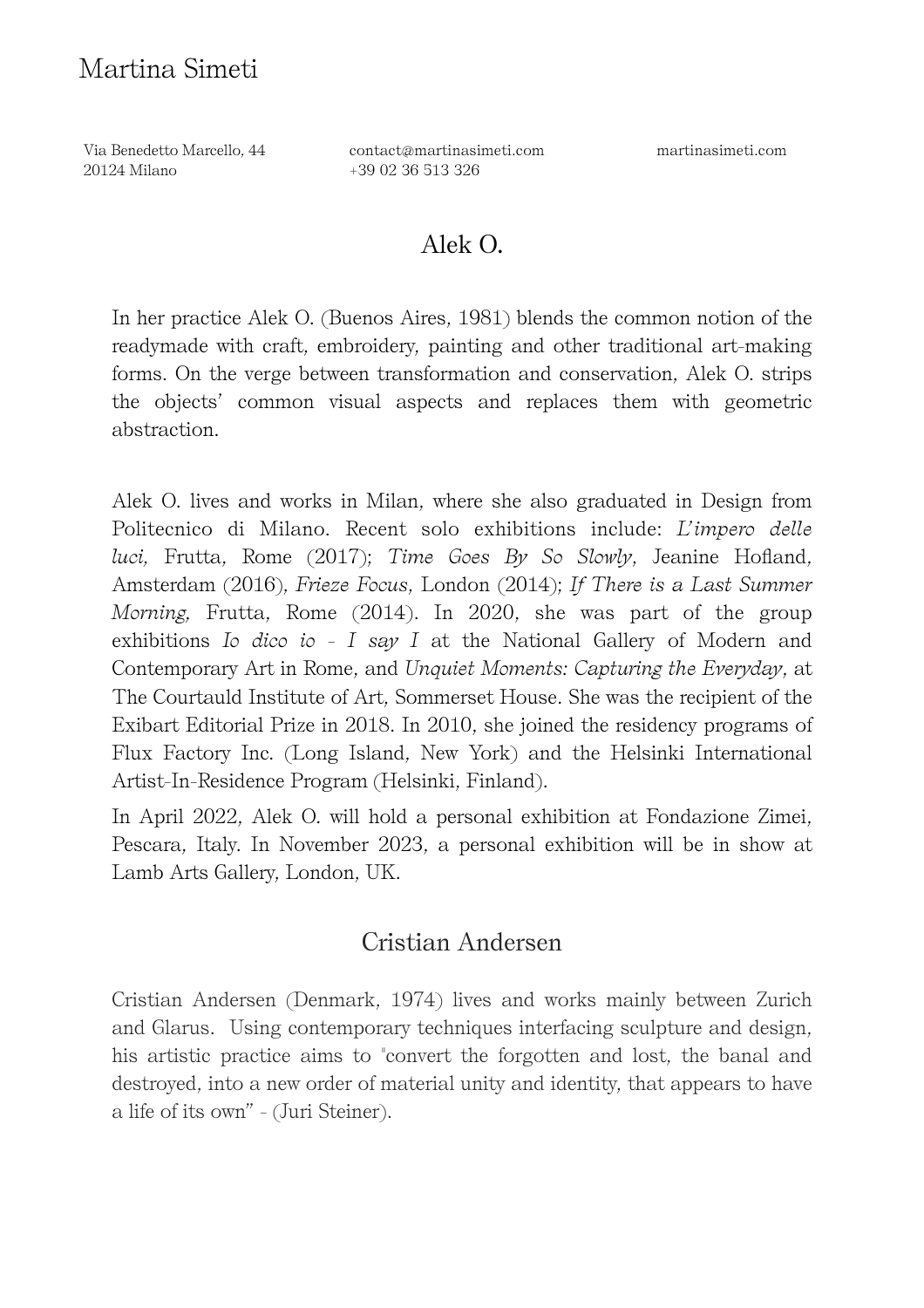# Martina Simeti

Via Benedetto Marcello, 44
20124 Milano

contact@martinasimeti.com
+39 02 36 513 326

martinasimeti.com

## Alek O.

In her practice Alek O. (Buenos Aires, 1981) blends the common notion of the readymade with craft, embroidery, painting and other traditional art-making forms. On the verge between transformation and conservation, Alek O. strips the objects' common visual aspects and replaces them with geometric abstraction.

Alek O. lives and works in Milan, where she also graduated in Design from Politecnico di Milano. Recent solo exhibitions include: *L'impero delle luci,* Frutta, Rome (2017); *Time Goes By So Slowly,* Jeanine Hofland, Amsterdam (2016), *Frieze Focus,* London (2014); *If There is a Last Summer Morning,* Frutta, Rome (2014). In 2020, she was part of the group exhibitions *Io dico io - I say I* at the National Gallery of Modern and Contemporary Art in Rome, and *Unquiet Moments: Capturing the Everyday,* at The Courtauld Institute of Art, Sommerset House. She was the recipient of the Exibart Editorial Prize in 2018. In 2010, she joined the residency programs of Flux Factory Inc. (Long Island, New York) and the Helsinki International Artist-In-Residence Program (Helsinki, Finland).

In April 2022, Alek O. will hold a personal exhibition at Fondazione Zimei, Pescara, Italy. In November 2023, a personal exhibition will be in show at Lamb Arts Gallery, London, UK.

## Cristian Andersen

Cristian Andersen (Denmark, 1974) lives and works mainly between Zurich and Glarus. Using contemporary techniques interfacing sculpture and design, his artistic practice aims to "convert the forgotten and lost, the banal and destroyed, into a new order of material unity and identity, that appears to have a life of its own" - (Juri Steiner).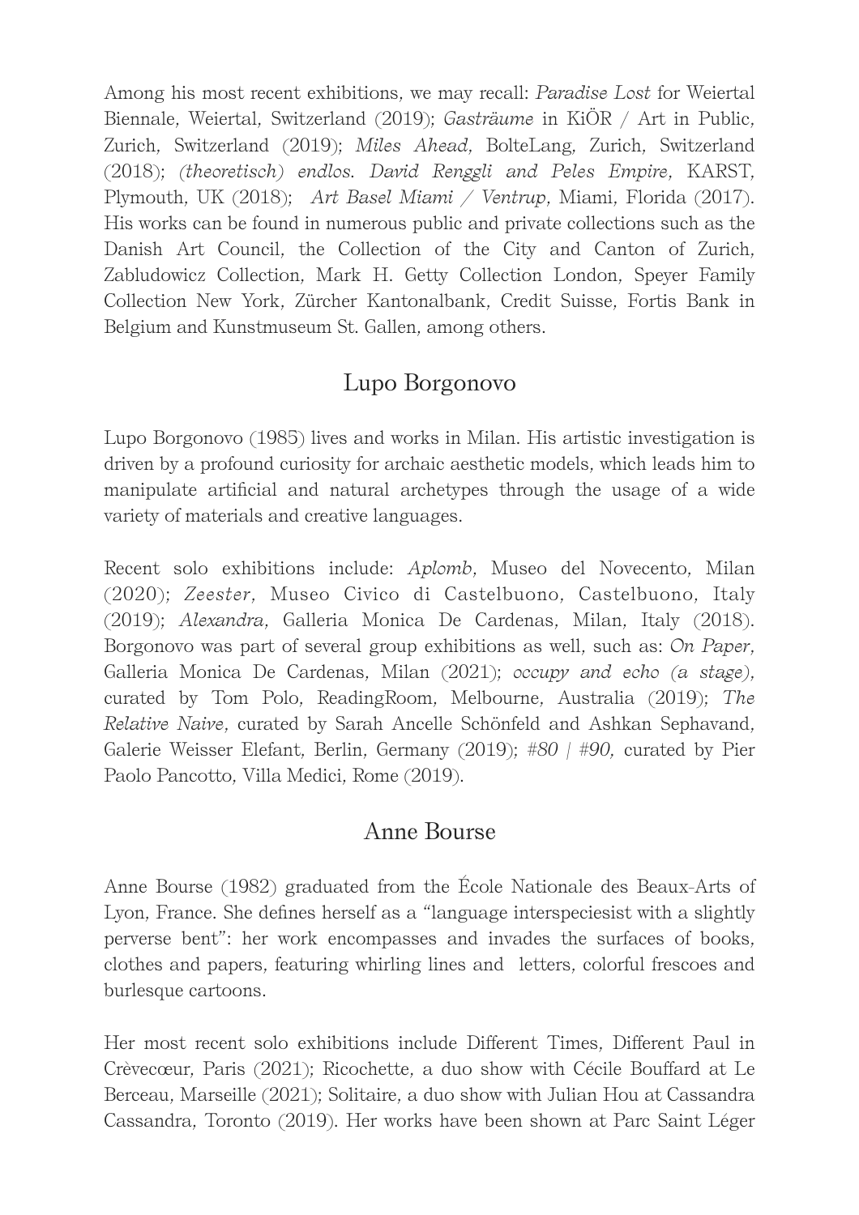Among his most recent exhibitions, we may recall: *Paradise Lost* for Weiertal Biennale, Weiertal, Switzerland (2019); *Gasträume* in KiÖR / Art in Public, Zurich, Switzerland (2019); *Miles Ahead,* BolteLang, Zurich, Switzerland (2018); *(theoretisch) endlos. David Renggli and Peles Empire,* KARST, Plymouth, UK (2018); *Art Basel Miami / Ventrup,* Miami, Florida (2017). His works can be found in numerous public and private collections such as the Danish Art Council, the Collection of the City and Canton of Zurich, Zabludowicz Collection, Mark H. Getty Collection London, Speyer Family Collection New York, Zürcher Kantonalbank, Credit Suisse, Fortis Bank in Belgium and Kunstmuseum St. Gallen, among others.

## Lupo Borgonovo

Lupo Borgonovo (1985) lives and works in Milan. His artistic investigation is driven by a profound curiosity for archaic aesthetic models, which leads him to manipulate artificial and natural archetypes through the usage of a wide variety of materials and creative languages.

Recent solo exhibitions include: *Aplomb*, Museo del Novecento, Milan (2020); *Zeester,* Museo Civico di Castelbuono, Castelbuono, Italy (2019); *Alexandra,* Galleria Monica De Cardenas, Milan, Italy (2018). Borgonovo was part of several group exhibitions as well, such as: *On Paper*, Galleria Monica De Cardenas, Milan (2021); *occupy and echo (a stage)*, curated by Tom Polo, ReadingRoom, Melbourne, Australia (2019); *The Relative Naive,* curated by Sarah Ancelle Schönfeld and Ashkan Sephavand, Galerie Weisser Elefant, Berlin, Germany (2019); *#80 | #90,* curated by Pier Paolo Pancotto, Villa Medici, Rome (2019).

## Anne Bourse

Anne Bourse (1982) graduated from the École Nationale des Beaux-Arts of Lyon, France. She defines herself as a "language interspeciesist with a slightly perverse bent": her work encompasses and invades the surfaces of books, clothes and papers, featuring whirling lines and letters, colorful frescoes and burlesque cartoons.

Her most recent solo exhibitions include Different Times, Different Paul in Crèvecœur, Paris (2021); Ricochette, a duo show with Cécile Bouffard at Le Berceau, Marseille (2021); Solitaire, a duo show with Julian Hou at Cassandra Cassandra, Toronto (2019). Her works have been shown at Parc Saint Léger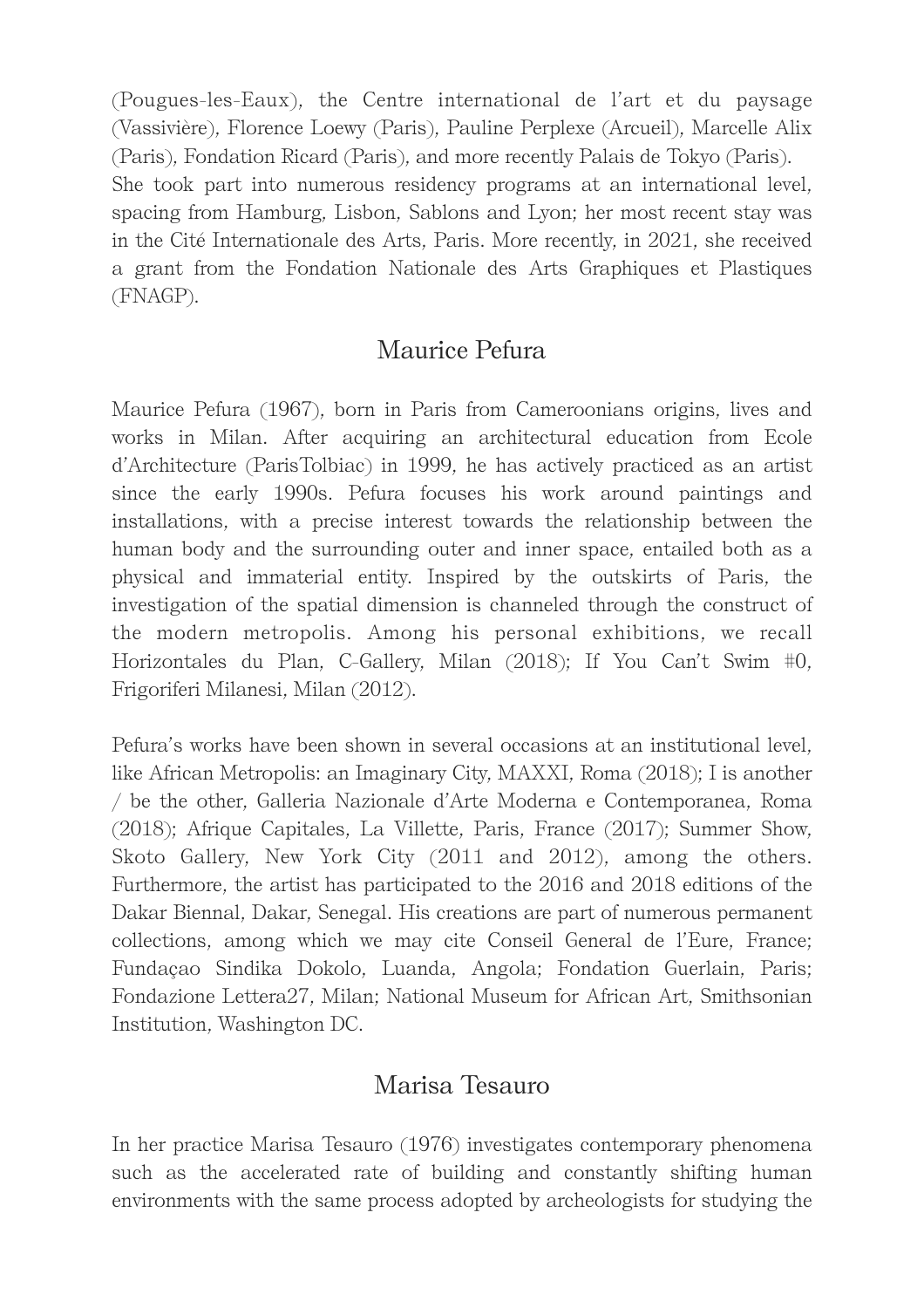(Pougues-les-Eaux), the Centre international de l'art et du paysage (Vassivière), Florence Loewy (Paris), Pauline Perplexe (Arcueil), Marcelle Alix (Paris), Fondation Ricard (Paris), and more recently Palais de Tokyo (Paris). She took part into numerous residency programs at an international level, spacing from Hamburg, Lisbon, Sablons and Lyon; her most recent stay was in the Cité Internationale des Arts, Paris. More recently, in 2021, she received a grant from the Fondation Nationale des Arts Graphiques et Plastiques (FNAGP).

## Maurice Pefura

Maurice Pefura (1967), born in Paris from Cameroonians origins, lives and works in Milan. After acquiring an architectural education from Ecole d'Architecture (ParisTolbiac) in 1999, he has actively practiced as an artist since the early 1990s. Pefura focuses his work around paintings and installations, with a precise interest towards the relationship between the human body and the surrounding outer and inner space, entailed both as a physical and immaterial entity. Inspired by the outskirts of Paris, the investigation of the spatial dimension is channeled through the construct of the modern metropolis. Among his personal exhibitions, we recall Horizontales du Plan, C-Gallery, Milan (2018); If You Can't Swim #0, Frigoriferi Milanesi, Milan (2012).

Pefura's works have been shown in several occasions at an institutional level, like African Metropolis: an Imaginary City, MAXXI, Roma (2018); I is another / be the other, Galleria Nazionale d'Arte Moderna e Contemporanea, Roma (2018); Afrique Capitales, La Villette, Paris, France (2017); Summer Show, Skoto Gallery, New York City (2011 and 2012), among the others. Furthermore, the artist has participated to the 2016 and 2018 editions of the Dakar Biennal, Dakar, Senegal. His creations are part of numerous permanent collections, among which we may cite Conseil General de l'Eure, France; Fundaçao Sindika Dokolo, Luanda, Angola; Fondation Guerlain, Paris; Fondazione Lettera27, Milan; National Museum for African Art, Smithsonian Institution, Washington DC.

## Marisa Tesauro

In her practice Marisa Tesauro (1976) investigates contemporary phenomena such as the accelerated rate of building and constantly shifting human environments with the same process adopted by archeologists for studying the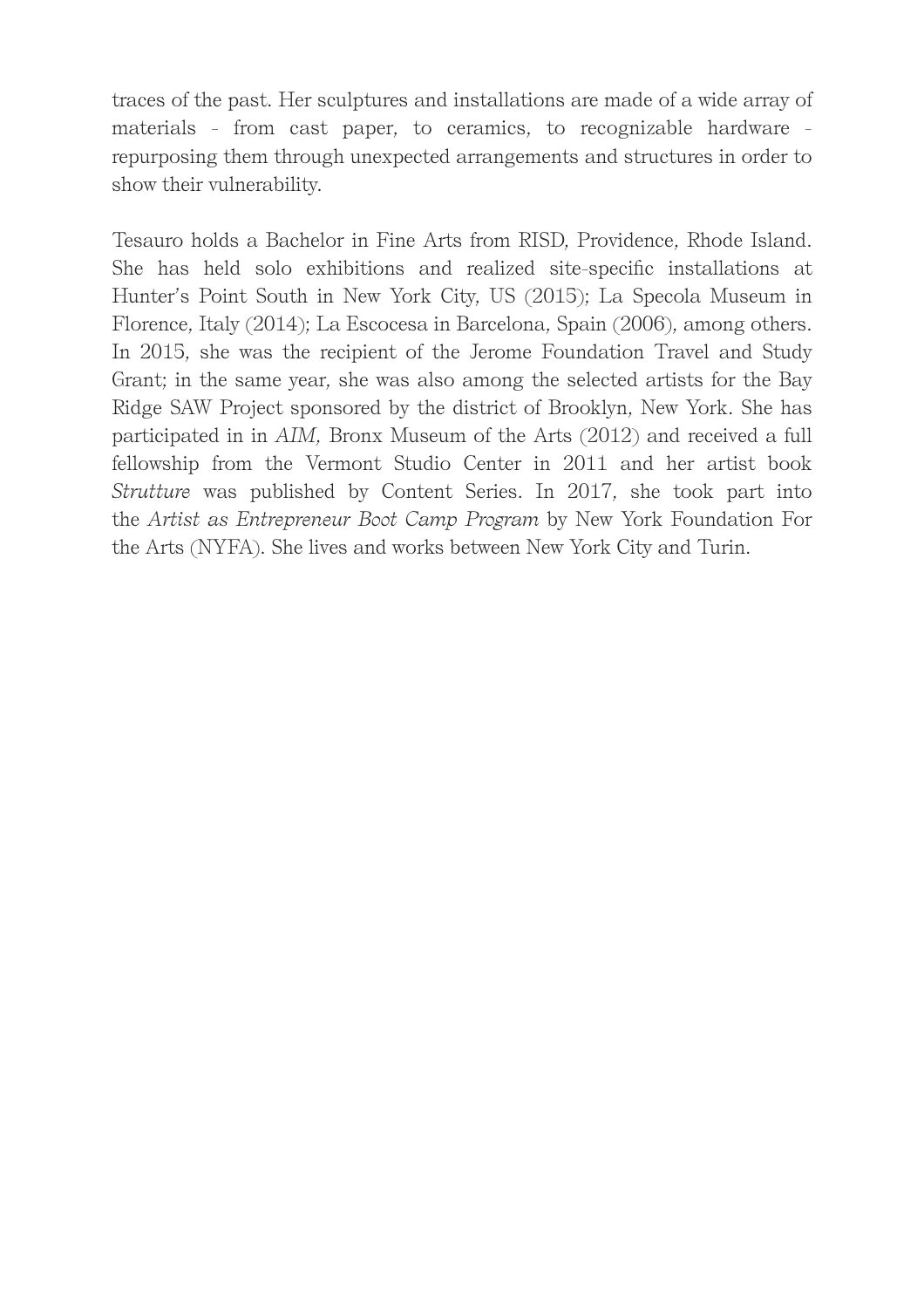traces of the past. Her sculptures and installations are made of a wide array of materials - from cast paper, to ceramics, to recognizable hardware - repurposing them through unexpected arrangements and structures in order to show their vulnerability.

Tesauro holds a Bachelor in Fine Arts from RISD, Providence, Rhode Island. She has held solo exhibitions and realized site-specific installations at Hunter's Point South in New York City, US (2015); La Specola Museum in Florence, Italy (2014); La Escocesa in Barcelona, Spain (2006), among others. In 2015, she was the recipient of the Jerome Foundation Travel and Study Grant; in the same year, she was also among the selected artists for the Bay Ridge SAW Project sponsored by the district of Brooklyn, New York. She has participated in in *AIM,* Bronx Museum of the Arts (2012) and received a full fellowship from the Vermont Studio Center in 2011 and her artist book *Strutture* was published by Content Series. In 2017, she took part into the *Artist as Entrepreneur Boot Camp Program* by New York Foundation For the Arts (NYFA). She lives and works between New York City and Turin.